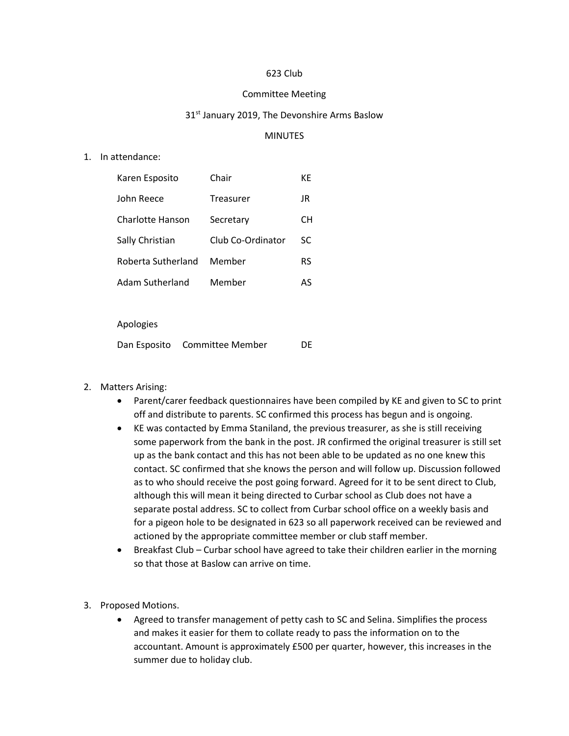# 623 Club

## Committee Meeting

### 31st January 2019, The Devonshire Arms Baslow

### MINUTES

1. In attendance:

| | | |
|---|---|---|
| Karen Esposito | Chair | KE |
| John Reece | Treasurer | JR |
| Charlotte Hanson | Secretary | CH |
| Sally Christian | Club Co-Ordinator | SC |
| Roberta Sutherland | Member | RS |
| Adam Sutherland | Member | AS |

Apologies

| | | |
|---|---|---|
| Dan Esposito | Committee Member | DE |

2. Matters Arising:
   - Parent/carer feedback questionnaires have been compiled by KE and given to SC to print off and distribute to parents. SC confirmed this process has begun and is ongoing.
   - KE was contacted by Emma Staniland, the previous treasurer, as she is still receiving some paperwork from the bank in the post. JR confirmed the original treasurer is still set up as the bank contact and this has not been able to be updated as no one knew this contact. SC confirmed that she knows the person and will follow up. Discussion followed as to who should receive the post going forward. Agreed for it to be sent direct to Club, although this will mean it being directed to Curbar school as Club does not have a separate postal address. SC to collect from Curbar school office on a weekly basis and for a pigeon hole to be designated in 623 so all paperwork received can be reviewed and actioned by the appropriate committee member or club staff member.
   - Breakfast Club – Curbar school have agreed to take their children earlier in the morning so that those at Baslow can arrive on time.

3. Proposed Motions.
   - Agreed to transfer management of petty cash to SC and Selina. Simplifies the process and makes it easier for them to collate ready to pass the information on to the accountant. Amount is approximately £500 per quarter, however, this increases in the summer due to holiday club.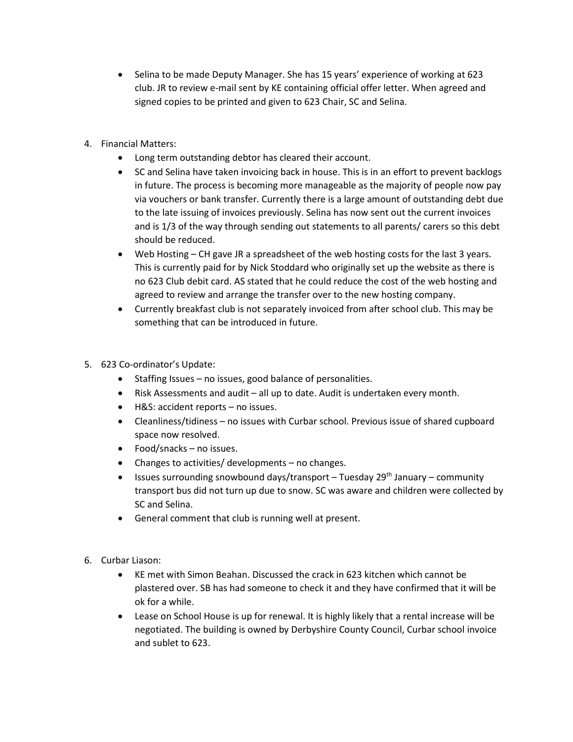- Selina to be made Deputy Manager. She has 15 years' experience of working at 623 club. JR to review e-mail sent by KE containing official offer letter. When agreed and signed copies to be printed and given to 623 Chair, SC and Selina.

4. Financial Matters:
    - Long term outstanding debtor has cleared their account.
    - SC and Selina have taken invoicing back in house. This is in an effort to prevent backlogs in future. The process is becoming more manageable as the majority of people now pay via vouchers or bank transfer. Currently there is a large amount of outstanding debt due to the late issuing of invoices previously. Selina has now sent out the current invoices and is 1/3 of the way through sending out statements to all parents/ carers so this debt should be reduced.
    - Web Hosting – CH gave JR a spreadsheet of the web hosting costs for the last 3 years. This is currently paid for by Nick Stoddard who originally set up the website as there is no 623 Club debit card. AS stated that he could reduce the cost of the web hosting and agreed to review and arrange the transfer over to the new hosting company.
    - Currently breakfast club is not separately invoiced from after school club. This may be something that can be introduced in future.

5. 623 Co-ordinator's Update:
    - Staffing Issues – no issues, good balance of personalities.
    - Risk Assessments and audit – all up to date. Audit is undertaken every month.
    - H&S: accident reports – no issues.
    - Cleanliness/tidiness – no issues with Curbar school. Previous issue of shared cupboard space now resolved.
    - Food/snacks – no issues.
    - Changes to activities/ developments – no changes.
    - Issues surrounding snowbound days/transport – Tuesday 29th January – community transport bus did not turn up due to snow. SC was aware and children were collected by SC and Selina.
    - General comment that club is running well at present.

6. Curbar Liason:
    - KE met with Simon Beahan. Discussed the crack in 623 kitchen which cannot be plastered over. SB has had someone to check it and they have confirmed that it will be ok for a while.
    - Lease on School House is up for renewal. It is highly likely that a rental increase will be negotiated. The building is owned by Derbyshire County Council, Curbar school invoice and sublet to 623.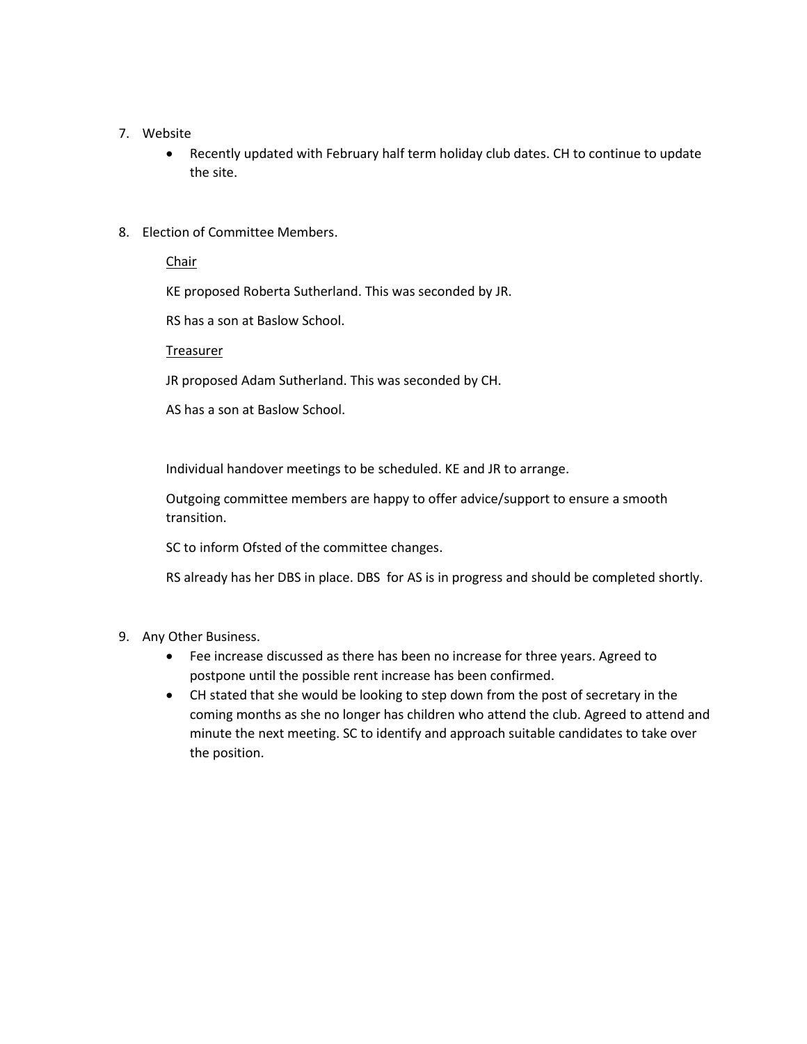7. Website
    - Recently updated with February half term holiday club dates. CH to continue to update the site.

8. Election of Committee Members.

    <u>Chair</u>

    KE proposed Roberta Sutherland. This was seconded by JR.

    RS has a son at Baslow School.

    <u>Treasurer</u>

    JR proposed Adam Sutherland. This was seconded by CH.

    AS has a son at Baslow School.

    Individual handover meetings to be scheduled. KE and JR to arrange.

    Outgoing committee members are happy to offer advice/support to ensure a smooth transition.

    SC to inform Ofsted of the committee changes.

    RS already has her DBS in place. DBS for AS is in progress and should be completed shortly.

9. Any Other Business.
    - Fee increase discussed as there has been no increase for three years. Agreed to postpone until the possible rent increase has been confirmed.
    - CH stated that she would be looking to step down from the post of secretary in the coming months as she no longer has children who attend the club. Agreed to attend and minute the next meeting. SC to identify and approach suitable candidates to take over the position.